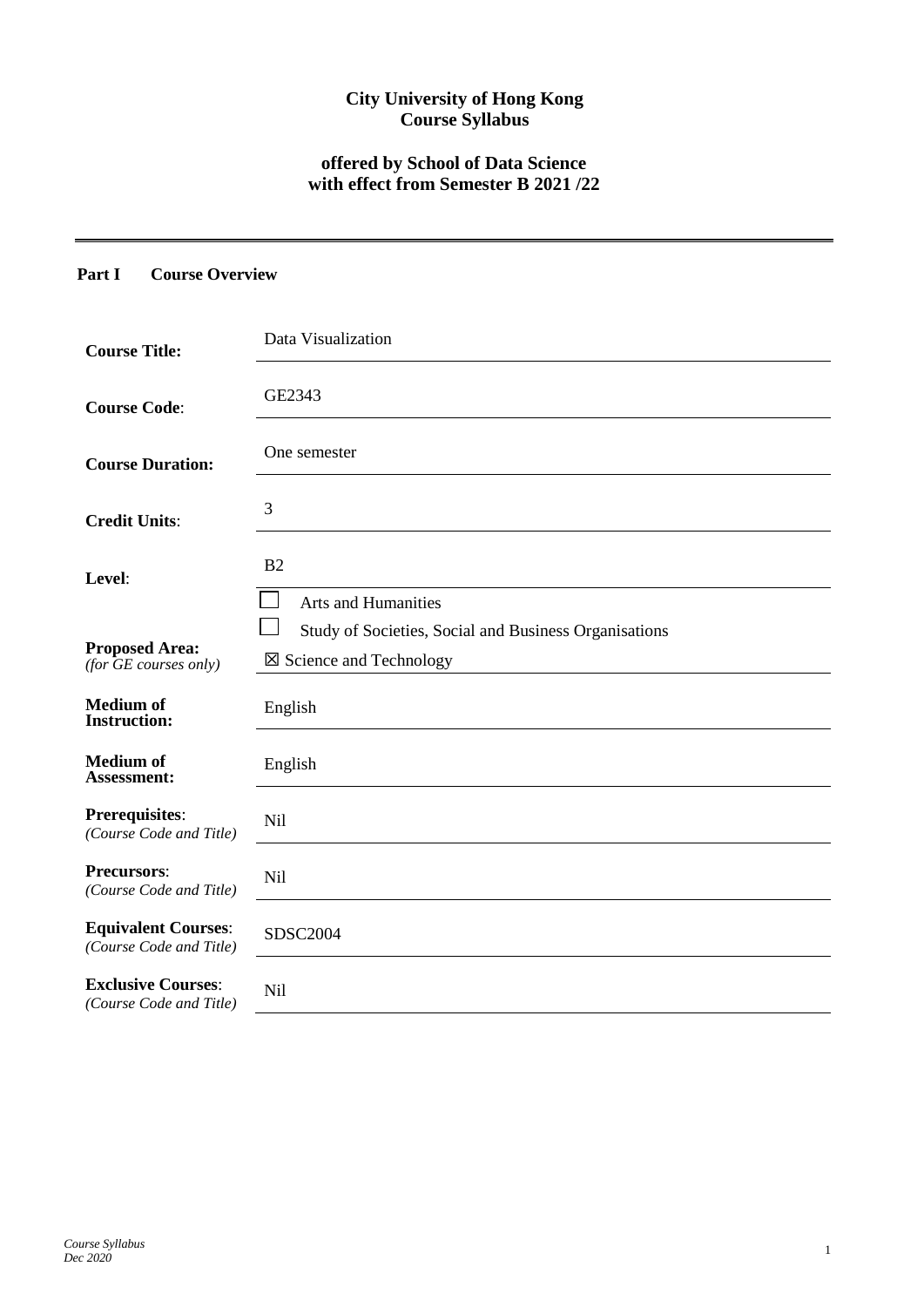# City University of Hong Kong
# Course Syllabus

## offered by School of Data Science
## with effect from Semester B 2021 /22

---

### Part I Course Overview

| | |
|---|---|
| **Course Title:** | Data Visualization |
| **Course Code**: | GE2343 |
| **Course Duration:** | One semester |
| **Credit Units**: | 3 |
| **Level**: | B2 |
| **Proposed Area:** *(for GE courses only)* | ☐ Arts and Humanities<br>☐ Study of Societies, Social and Business Organisations<br>☒ Science and Technology |
| **Medium of Instruction:** | English |
| **Medium of Assessment:** | English |
| **Prerequisites**: *(Course Code and Title)* | Nil |
| **Precursors**: *(Course Code and Title)* | Nil |
| **Equivalent Courses**: *(Course Code and Title)* | SDSC2004 |
| **Exclusive Courses**: *(Course Code and Title)* | Nil |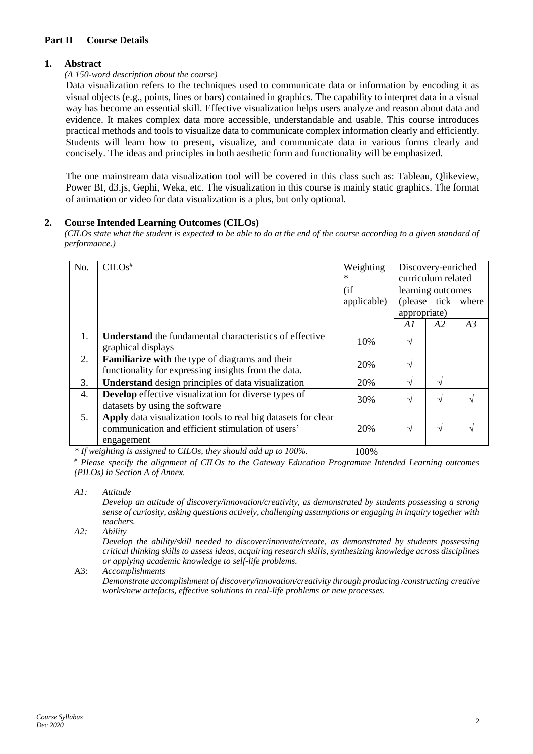## Part II Course Details

### 1. Abstract

*(A 150-word description about the course)*

Data visualization refers to the techniques used to communicate data or information by encoding it as visual objects (e.g., points, lines or bars) contained in graphics. The capability to interpret data in a visual way has become an essential skill. Effective visualization helps users analyze and reason about data and evidence. It makes complex data more accessible, understandable and usable. This course introduces practical methods and tools to visualize data to communicate complex information clearly and efficiently. Students will learn how to present, visualize, and communicate data in various forms clearly and concisely. The ideas and principles in both aesthetic form and functionality will be emphasized.

The one mainstream data visualization tool will be covered in this class such as: Tableau, Qlikeview, Power BI, d3.js, Gephi, Weka, etc. The visualization in this course is mainly static graphics. The format of animation or video for data visualization is a plus, but only optional.

### 2. Course Intended Learning Outcomes (CILOs)

*(CILOs state what the student is expected to be able to do at the end of the course according to a given standard of performance.)*

| No. | CILOs# | Weighting * (if applicable) | Discovery-enriched curriculum related learning outcomes (please tick where appropriate) | | |
|---|---|---|---|---|---|
| | | | *A1* | *A2* | *A3* |
| 1. | **Understand** the fundamental characteristics of effective graphical displays | 10% | √ | | |
| 2. | **Familiarize with** the type of diagrams and their functionality for expressing insights from the data. | 20% | √ | | |
| 3. | **Understand** design principles of data visualization | 20% | √ | √ | |
| 4. | **Develop** effective visualization for diverse types of datasets by using the software | 30% | √ | √ | √ |
| 5. | **Apply** data visualization tools to real big datasets for clear communication and efficient stimulation of users' engagement | 20% | √ | √ | √ |
| | *\* If weighting is assigned to CILOs, they should add up to 100%.* | 100% | | | |

*# Please specify the alignment of CILOs to the Gateway Education Programme Intended Learning outcomes (PILOs) in Section A of Annex.*

*A1: Attitude*
*Develop an attitude of discovery/innovation/creativity, as demonstrated by students possessing a strong sense of curiosity, asking questions actively, challenging assumptions or engaging in inquiry together with teachers.*

*A2: Ability*
*Develop the ability/skill needed to discover/innovate/create, as demonstrated by students possessing critical thinking skills to assess ideas, acquiring research skills, synthesizing knowledge across disciplines or applying academic knowledge to self-life problems.*

A3: *Accomplishments*
*Demonstrate accomplishment of discovery/innovation/creativity through producing /constructing creative works/new artefacts, effective solutions to real-life problems or new processes.*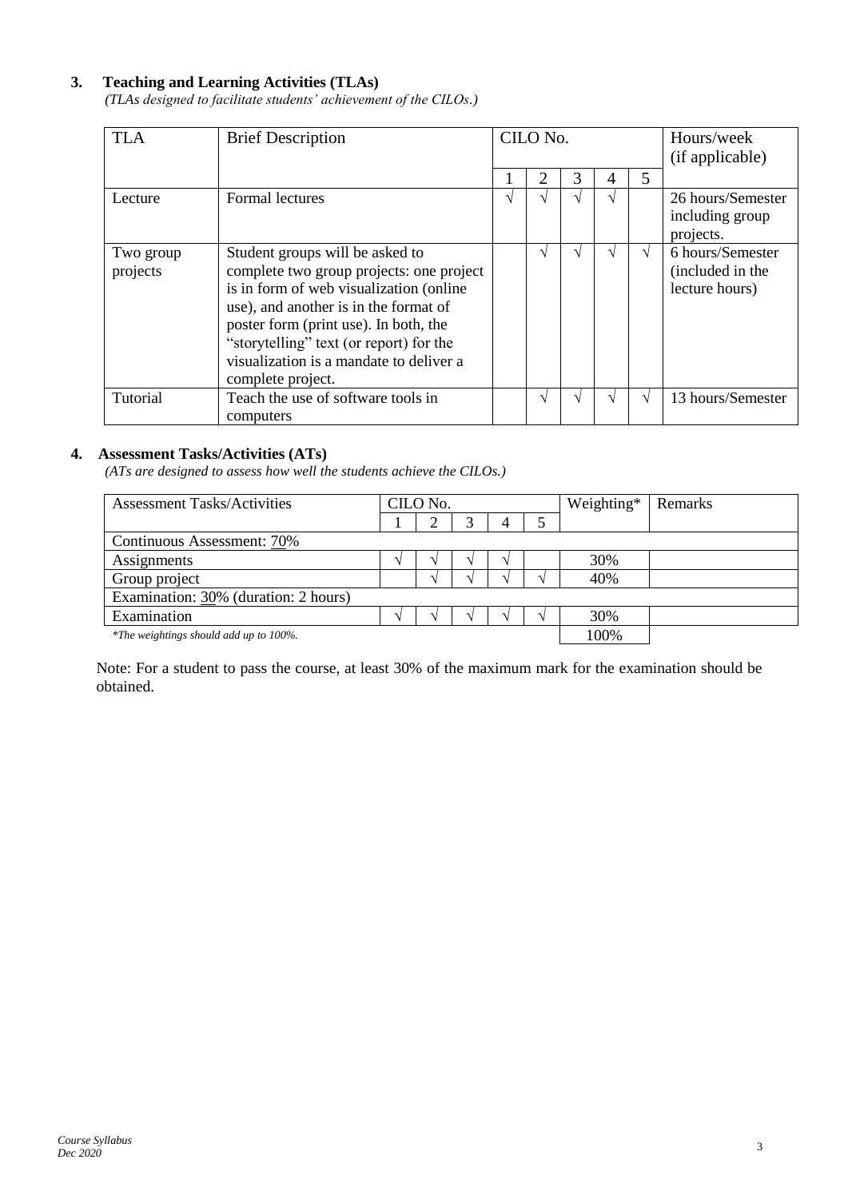### 3. Teaching and Learning Activities (TLAs)

*(TLAs designed to facilitate students' achievement of the CILOs.)*

| TLA | Brief Description | CILO No. | | | | | Hours/week (if applicable) |
|---|---|---|---|---|---|---|---|
| | | 1 | 2 | 3 | 4 | 5 | |
| Lecture | Formal lectures | √ | √ | √ | √ | | 26 hours/Semester including group projects. |
| Two group projects | Student groups will be asked to complete two group projects: one project is in form of web visualization (online use), and another is in the format of poster form (print use). In both, the "storytelling" text (or report) for the visualization is a mandate to deliver a complete project. | | √ | √ | √ | √ | 6 hours/Semester (included in the lecture hours) |
| Tutorial | Teach the use of software tools in computers | | √ | √ | √ | √ | 13 hours/Semester |

### 4. Assessment Tasks/Activities (ATs)

*(ATs are designed to assess how well the students achieve the CILOs.)*

| Assessment Tasks/Activities | CILO No. | | | | | Weighting* | Remarks |
|---|---|---|---|---|---|---|---|
| | 1 | 2 | 3 | 4 | 5 | | |
| Continuous Assessment: 70% | | | | | | | |
| Assignments | √ | √ | √ | √ | | 30% | |
| Group project | | √ | √ | √ | √ | 40% | |
| Examination: 30% (duration: 2 hours) | | | | | | | |
| Examination | √ | √ | √ | √ | √ | 30% | |
| *\*The weightings should add up to 100%.* | | | | | | 100% | |

Note: For a student to pass the course, at least 30% of the maximum mark for the examination should be obtained.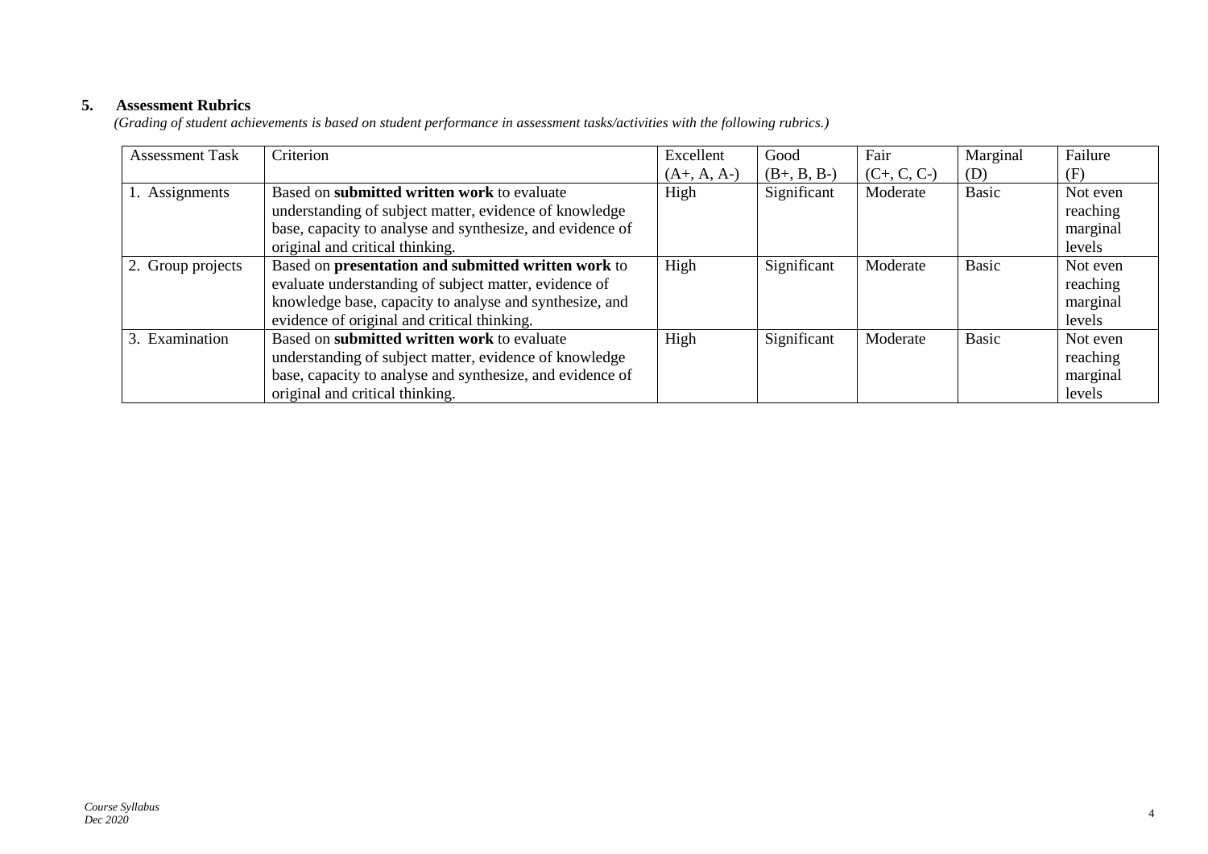## 5. Assessment Rubrics

*(Grading of student achievements is based on student performance in assessment tasks/activities with the following rubrics.)*

| Assessment Task | Criterion | Excellent (A+, A, A-) | Good (B+, B, B-) | Fair (C+, C, C-) | Marginal (D) | Failure (F) |
|---|---|---|---|---|---|---|
| 1. Assignments | Based on **submitted written work** to evaluate understanding of subject matter, evidence of knowledge base, capacity to analyse and synthesize, and evidence of original and critical thinking. | High | Significant | Moderate | Basic | Not even reaching marginal levels |
| 2. Group projects | Based on **presentation and submitted written work** to evaluate understanding of subject matter, evidence of knowledge base, capacity to analyse and synthesize, and evidence of original and critical thinking. | High | Significant | Moderate | Basic | Not even reaching marginal levels |
| 3. Examination | Based on **submitted written work** to evaluate understanding of subject matter, evidence of knowledge base, capacity to analyse and synthesize, and evidence of original and critical thinking. | High | Significant | Moderate | Basic | Not even reaching marginal levels |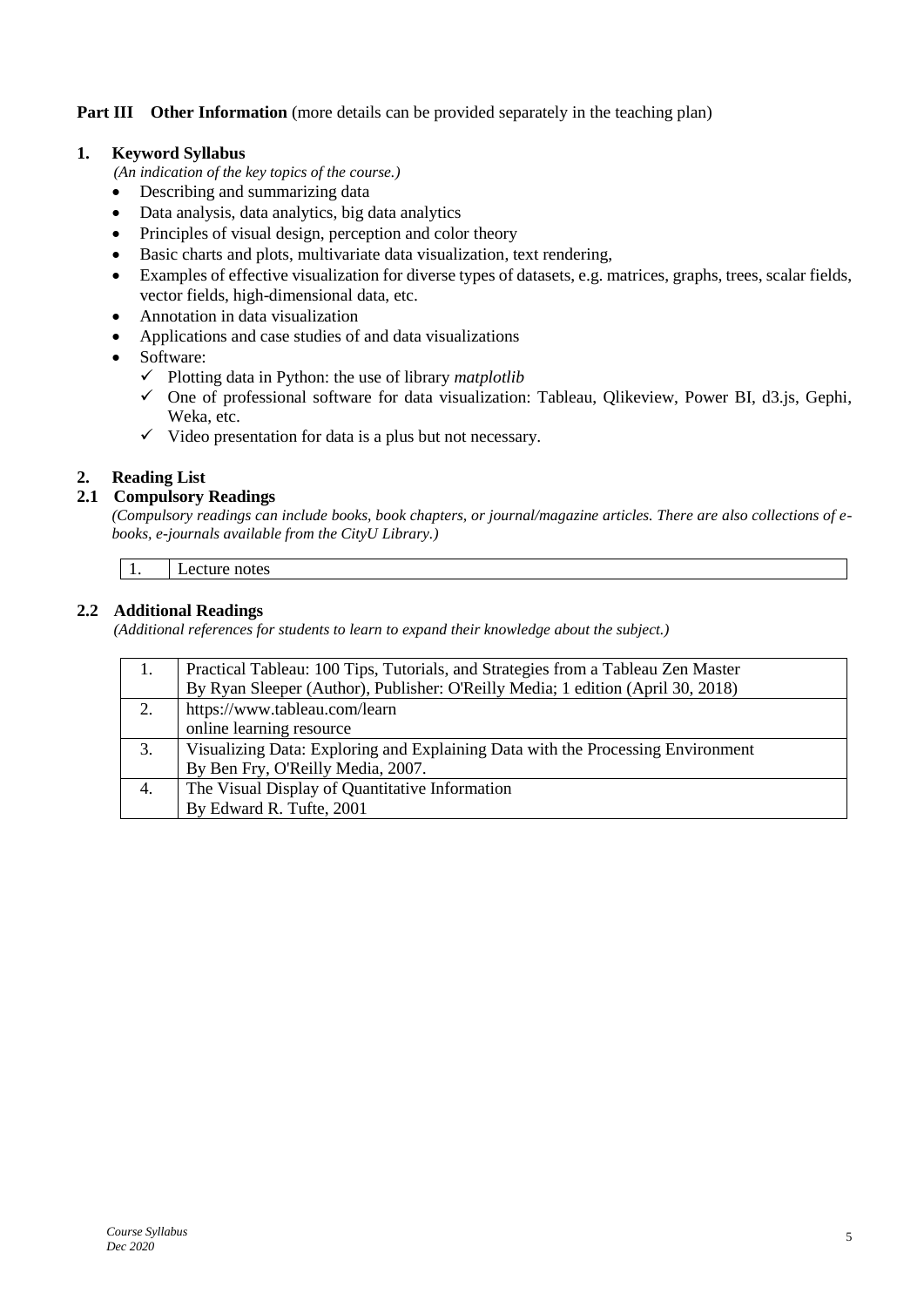**Part III Other Information** (more details can be provided separately in the teaching plan)

## 1. Keyword Syllabus

*(An indication of the key topics of the course.)*

- Describing and summarizing data
- Data analysis, data analytics, big data analytics
- Principles of visual design, perception and color theory
- Basic charts and plots, multivariate data visualization, text rendering,
- Examples of effective visualization for diverse types of datasets, e.g. matrices, graphs, trees, scalar fields, vector fields, high-dimensional data, etc.
- Annotation in data visualization
- Applications and case studies of and data visualizations
- Software:
  - ✓ Plotting data in Python: the use of library *matplotlib*
  - ✓ One of professional software for data visualization: Tableau, Qlikeview, Power BI, d3.js, Gephi, Weka, etc.
  - ✓ Video presentation for data is a plus but not necessary.

## 2. Reading List

### 2.1 Compulsory Readings

*(Compulsory readings can include books, book chapters, or journal/magazine articles. There are also collections of e-books, e-journals available from the CityU Library.)*

| | |
|---|---|
| 1. | Lecture notes |

### 2.2 Additional Readings

*(Additional references for students to learn to expand their knowledge about the subject.)*

| | |
|---|---|
| 1. | Practical Tableau: 100 Tips, Tutorials, and Strategies from a Tableau Zen Master<br>By Ryan Sleeper (Author), Publisher: O'Reilly Media; 1 edition (April 30, 2018) |
| 2. | https://www.tableau.com/learn<br>online learning resource |
| 3. | Visualizing Data: Exploring and Explaining Data with the Processing Environment<br>By Ben Fry, O'Reilly Media, 2007. |
| 4. | The Visual Display of Quantitative Information<br>By Edward R. Tufte, 2001 |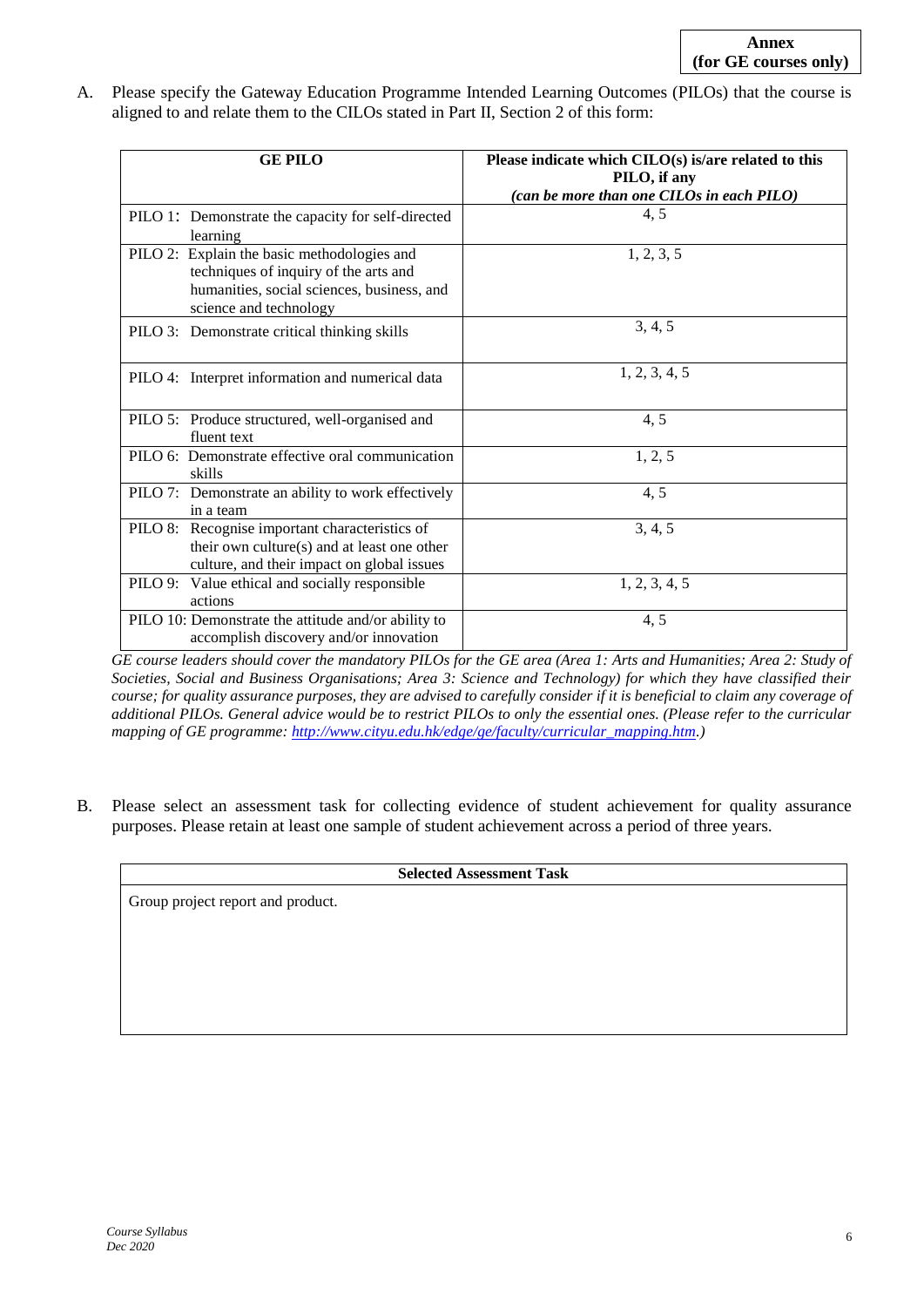**Annex (for GE courses only)**

A. Please specify the Gateway Education Programme Intended Learning Outcomes (PILOs) that the course is aligned to and relate them to the CILOs stated in Part II, Section 2 of this form:

| GE PILO | Please indicate which CILO(s) is/are related to this PILO, if any *(can be more than one CILOs in each PILO)* |
| --- | --- |
| PILO 1: Demonstrate the capacity for self-directed learning | 4, 5 |
| PILO 2: Explain the basic methodologies and techniques of inquiry of the arts and humanities, social sciences, business, and science and technology | 1, 2, 3, 5 |
| PILO 3: Demonstrate critical thinking skills | 3, 4, 5 |
| PILO 4: Interpret information and numerical data | 1, 2, 3, 4, 5 |
| PILO 5: Produce structured, well-organised and fluent text | 4, 5 |
| PILO 6: Demonstrate effective oral communication skills | 1, 2, 5 |
| PILO 7: Demonstrate an ability to work effectively in a team | 4, 5 |
| PILO 8: Recognise important characteristics of their own culture(s) and at least one other culture, and their impact on global issues | 3, 4, 5 |
| PILO 9: Value ethical and socially responsible actions | 1, 2, 3, 4, 5 |
| PILO 10: Demonstrate the attitude and/or ability to accomplish discovery and/or innovation | 4, 5 |

*GE course leaders should cover the mandatory PILOs for the GE area (Area 1: Arts and Humanities; Area 2: Study of Societies, Social and Business Organisations; Area 3: Science and Technology) for which they have classified their course; for quality assurance purposes, they are advised to carefully consider if it is beneficial to claim any coverage of additional PILOs. General advice would be to restrict PILOs to only the essential ones. (Please refer to the curricular mapping of GE programme: http://www.cityu.edu.hk/edge/ge/faculty/curricular_mapping.htm.)*

B. Please select an assessment task for collecting evidence of student achievement for quality assurance purposes. Please retain at least one sample of student achievement across a period of three years.

| Selected Assessment Task |
| --- |
| Group project report and product. |